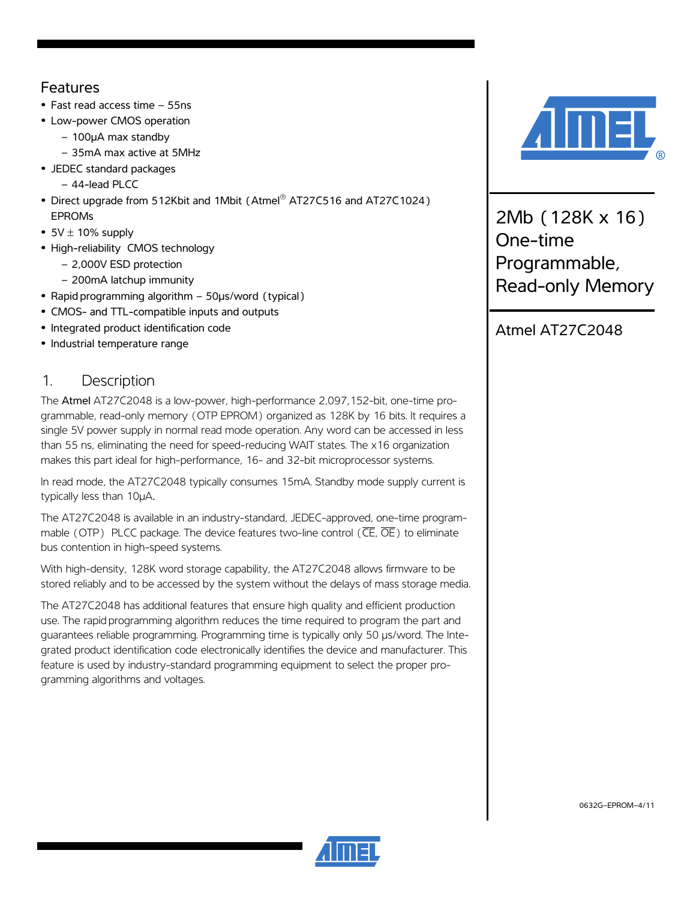# 2Mb (128K x 16) One-time Programmable, Read-only Memory

## Atmel AT27C2048

## Features

- Fast read access time – 55ns
- Low-power CMOS operation
  - 100µA max standby
  - 35mA max active at 5MHz
- JEDEC standard packages
  - 44-lead PLCC
- Direct upgrade from 512Kbit and 1Mbit (Atmel® AT27C516 and AT27C1024) EPROMs
- 5V ± 10% supply
- High-reliability CMOS technology
  - 2,000V ESD protection
  - 200mA latchup immunity
- Rapid programming algorithm – 50µs/word (typical)
- CMOS- and TTL-compatible inputs and outputs
- Integrated product identification code
- Industrial temperature range

## 1. Description

The Atmel AT27C2048 is a low-power, high-performance 2,097,152-bit, one-time programmable, read-only memory (OTP EPROM) organized as 128K by 16 bits. It requires a single 5V power supply in normal read mode operation. Any word can be accessed in less than 55 ns, eliminating the need for speed-reducing WAIT states. The x16 organization makes this part ideal for high-performance, 16- and 32-bit microprocessor systems.

In read mode, the AT27C2048 typically consumes 15mA. Standby mode supply current is typically less than 10µA.

The AT27C2048 is available in an industry-standard, JEDEC-approved, one-time programmable (OTP) PLCC package. The device features two-line control ($\overline{CE}$, $\overline{OE}$) to eliminate bus contention in high-speed systems.

With high-density, 128K word storage capability, the AT27C2048 allows firmware to be stored reliably and to be accessed by the system without the delays of mass storage media.

The AT27C2048 has additional features that ensure high quality and efficient production use. The rapid programming algorithm reduces the time required to program the part and guarantees reliable programming. Programming time is typically only 50 µs/word. The Integrated product identification code electronically identifies the device and manufacturer. This feature is used by industry-standard programming equipment to select the proper programming algorithms and voltages.

0632G–EPROM–4/11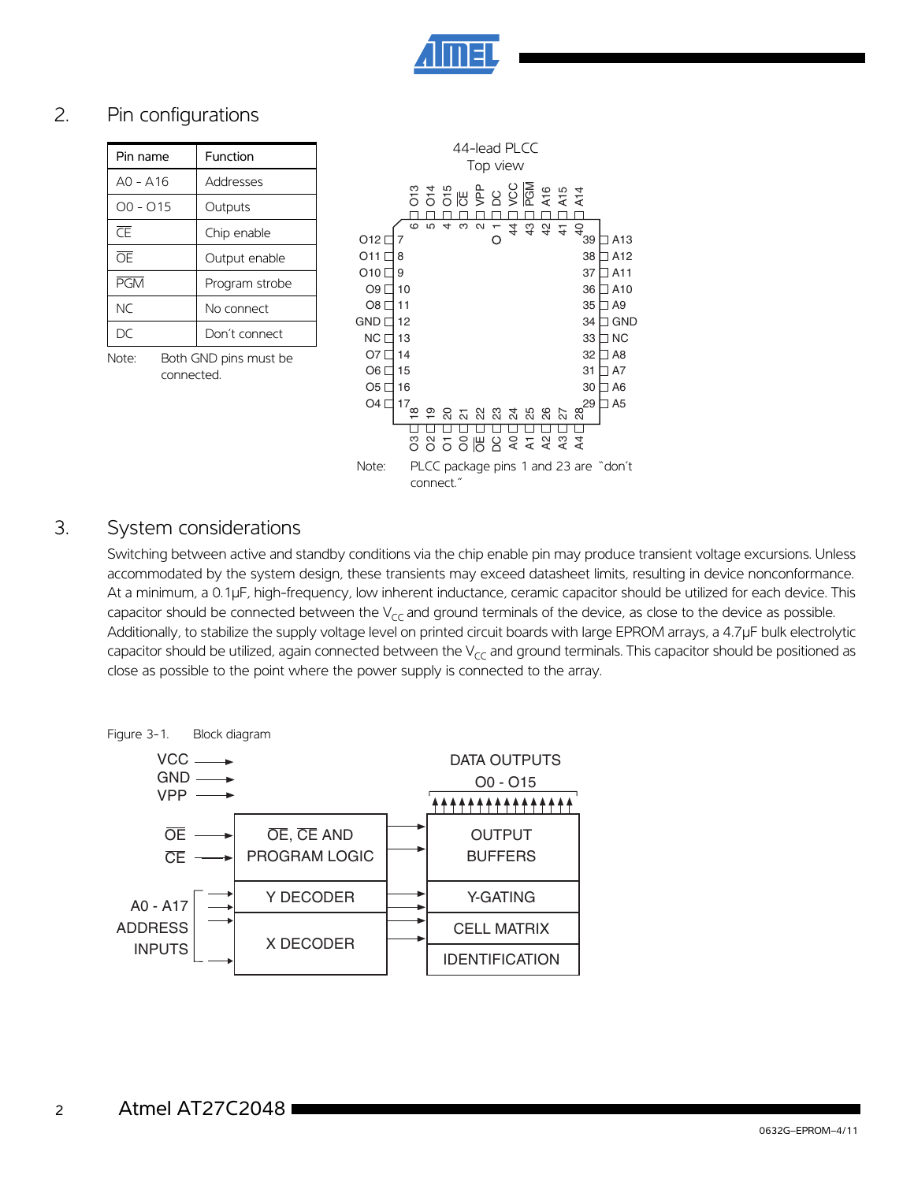## 2. Pin configurations

| Pin name | Function |
|---|---|
| A0 - A16 | Addresses |
| O0 - O15 | Outputs |
| $\overline{CE}$ | Chip enable |
| $\overline{OE}$ | Output enable |
| $\overline{PGM}$ | Program strobe |
| NC | No connect |
| DC | Don't connect |

Note: Both GND pins must be connected.

44-lead PLCC
Top view

Note: PLCC package pins 1 and 23 are "don't connect."

## 3. System considerations

Switching between active and standby conditions via the chip enable pin may produce transient voltage excursions. Unless accommodated by the system design, these transients may exceed datasheet limits, resulting in device nonconformance. At a minimum, a 0.1µF, high-frequency, low inherent inductance, ceramic capacitor should be utilized for each device. This capacitor should be connected between the $V_{CC}$ and ground terminals of the device, as close to the device as possible. Additionally, to stabilize the supply voltage level on printed circuit boards with large EPROM arrays, a 4.7µF bulk electrolytic capacitor should be utilized, again connected between the $V_{CC}$ and ground terminals. This capacitor should be positioned as close as possible to the point where the power supply is connected to the array.

Figure 3-1. Block diagram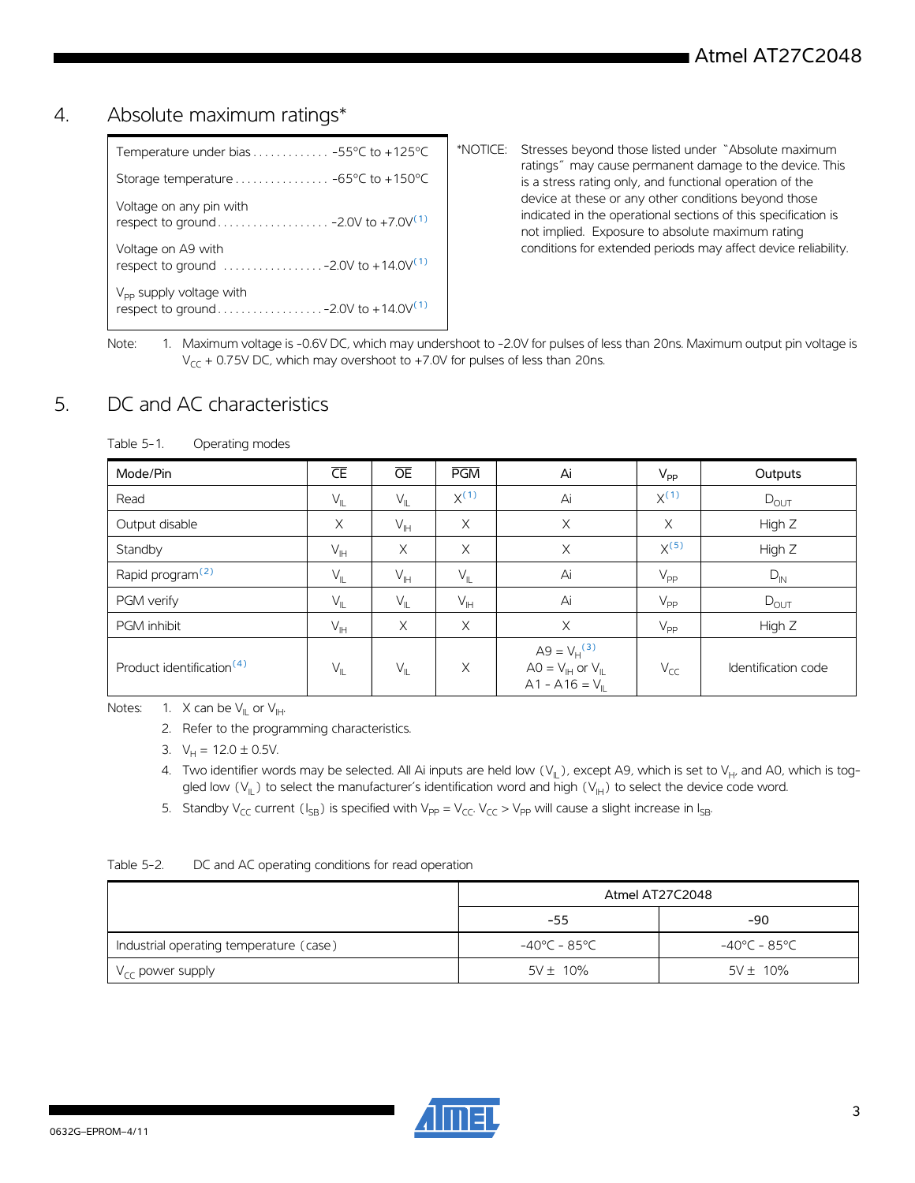## 4. Absolute maximum ratings*

| | |
|---|---|
| Temperature under bias | -55°C to +125°C |
| Storage temperature | -65°C to +150°C |
| Voltage on any pin with respect to ground | -2.0V to +7.0V[1] |
| Voltage on A9 with respect to ground | -2.0V to +14.0V[1] |
| $V_{PP}$ supply voltage with respect to ground | -2.0V to +14.0V[1] |

*NOTICE: Stresses beyond those listed under "Absolute maximum ratings" may cause permanent damage to the device. This is a stress rating only, and functional operation of the device at these or any other conditions beyond those indicated in the operational sections of this specification is not implied. Exposure to absolute maximum rating conditions for extended periods may affect device reliability.

Note: 1. Maximum voltage is -0.6V DC, which may undershoot to -2.0V for pulses of less than 20ns. Maximum output pin voltage is $V_{CC}$ + 0.75V DC, which may overshoot to +7.0V for pulses of less than 20ns.

## 5. DC and AC characteristics

Table 5-1. Operating modes

| Mode/Pin | $\overline{CE}$ | $\overline{OE}$ | $\overline{PGM}$ | Ai | $V_{PP}$ | Outputs |
|---|---|---|---|---|---|---|
| Read | $V_{IL}$ | $V_{IL}$ | X[1] | Ai | X[1] | $D_{OUT}$ |
| Output disable | X | $V_{IH}$ | X | X | X | High Z |
| Standby | $V_{IH}$ | X | X | X | X[5] | High Z |
| Rapid program[2] | $V_{IL}$ | $V_{IH}$ | $V_{IL}$ | Ai | $V_{PP}$ | $D_{IN}$ |
| PGM verify | $V_{IL}$ | $V_{IL}$ | $V_{IH}$ | Ai | $V_{PP}$ | $D_{OUT}$ |
| PGM inhibit | $V_{IH}$ | X | X | X | $V_{PP}$ | High Z |
| Product identification[4] | $V_{IL}$ | $V_{IL}$ | X | A9 = $V_H$[3] A0 = $V_{IH}$ or $V_{IL}$ A1 - A16 = $V_{IL}$ | $V_{CC}$ | Identification code |

Notes:
1. X can be $V_{IL}$ or $V_{IH}$.
2. Refer to the programming characteristics.
3. $V_H$ = 12.0 ± 0.5V.
4. Two identifier words may be selected. All Ai inputs are held low ($V_{IL}$), except A9, which is set to $V_H$, and A0, which is toggled low ($V_{IL}$) to select the manufacturer's identification word and high ($V_{IH}$) to select the device code word.
5. Standby $V_{CC}$ current ($I_{SB}$) is specified with $V_{PP} = V_{CC}$. $V_{CC} > V_{PP}$ will cause a slight increase in $I_{SB}$.

Table 5-2. DC and AC operating conditions for read operation

| | Atmel AT27C2048 | |
|---|---|---|
| | -55 | -90 |
| Industrial operating temperature (case) | -40°C - 85°C | -40°C - 85°C |
| $V_{CC}$ power supply | 5V ± 10% | 5V ± 10% |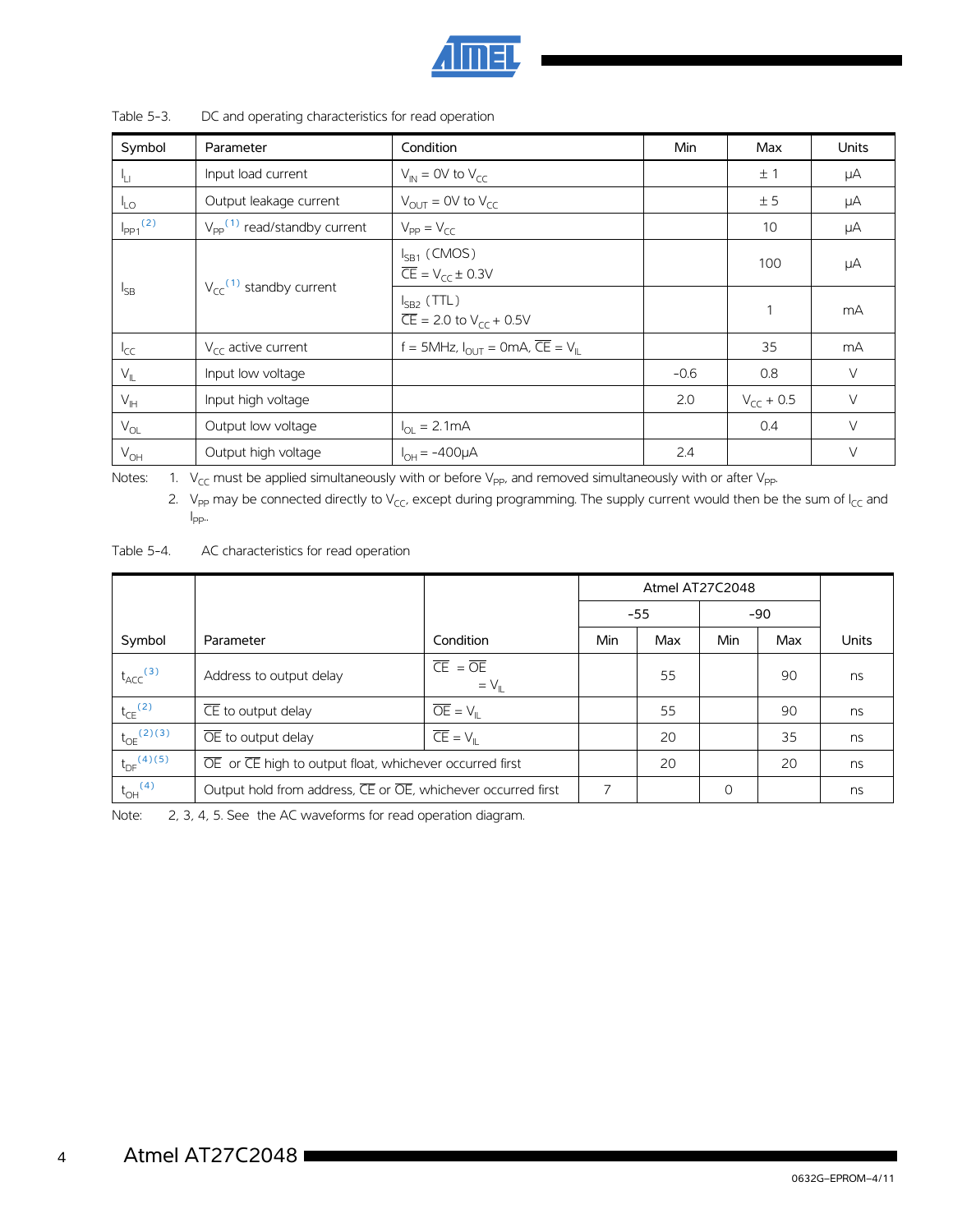Table 5-3. DC and operating characteristics for read operation

| Symbol | Parameter | Condition | Min | Max | Units |
|---|---|---|---|---|---|
| $I_{LI}$ | Input load current | $V_{IN}$ = 0V to $V_{CC}$ | | ± 1 | µA |
| $I_{LO}$ | Output leakage current | $V_{OUT}$ = 0V to $V_{CC}$ | | ± 5 | µA |
| $I_{PP1}$ (2) | $V_{PP}$ (1) read/standby current | $V_{PP} = V_{CC}$ | | 10 | µA |
| $I_{SB}$ | $V_{CC}$ (1) standby current | $I_{SB1}$ (CMOS) $\overline{CE} = V_{CC} \pm 0.3V$ | | 100 | µA |
| | | $I_{SB2}$ (TTL) $\overline{CE}$ = 2.0 to $V_{CC}$ + 0.5V | | 1 | mA |
| $I_{CC}$ | $V_{CC}$ active current | f = 5MHz, $I_{OUT}$ = 0mA, $\overline{CE} = V_{IL}$ | | 35 | mA |
| $V_{IL}$ | Input low voltage | | -0.6 | 0.8 | V |
| $V_{IH}$ | Input high voltage | | 2.0 | $V_{CC}$ + 0.5 | V |
| $V_{OL}$ | Output low voltage | $I_{OL}$ = 2.1mA | | 0.4 | V |
| $V_{OH}$ | Output high voltage | $I_{OH}$ = -400µA | 2.4 | | V |

Notes: 1. $V_{CC}$ must be applied simultaneously with or before $V_{PP}$, and removed simultaneously with or after $V_{PP}$.

2. $V_{PP}$ may be connected directly to $V_{CC}$, except during programming. The supply current would then be the sum of $I_{CC}$ and $I_{PP}$.

Table 5-4. AC characteristics for read operation

| | | | Atmel AT27C2048 | | | | |
|---|---|---|---|---|---|---|---|
| | | | -55 | | -90 | | |
| Symbol | Parameter | Condition | Min | Max | Min | Max | Units |
| $t_{ACC}$ (3) | Address to output delay | $\overline{CE} = \overline{OE} = V_{IL}$ | | 55 | | 90 | ns |
| $t_{CE}$ (2) | $\overline{CE}$ to output delay | $\overline{OE} = V_{IL}$ | | 55 | | 90 | ns |
| $t_{OE}$ (2)(3) | $\overline{OE}$ to output delay | $\overline{CE} = V_{IL}$ | | 20 | | 35 | ns |
| $t_{DF}$ (4)(5) | $\overline{OE}$ or $\overline{CE}$ high to output float, whichever occurred first | | | 20 | | 20 | ns |
| $t_{OH}$ (4) | Output hold from address, $\overline{CE}$ or $\overline{OE}$, whichever occurred first | | 7 | | 0 | | ns |

Note: 2, 3, 4, 5. See the AC waveforms for read operation diagram.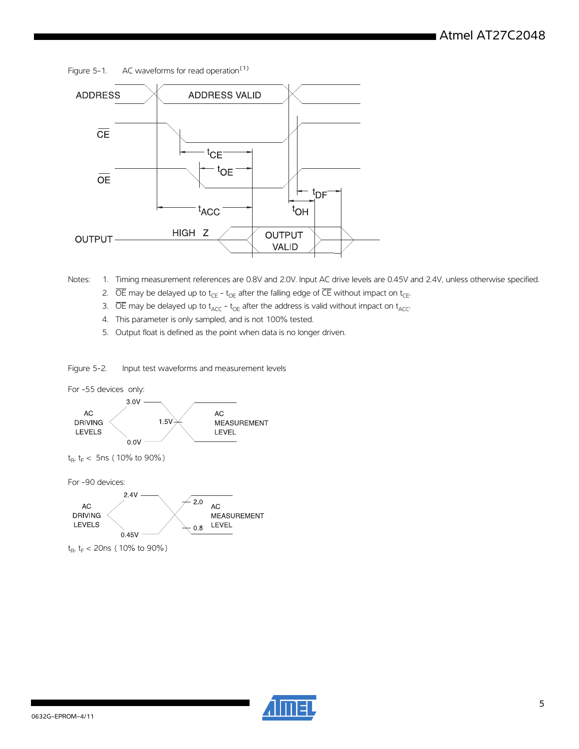Figure 5-1. AC waveforms for read operation[1]

Notes:
1. Timing measurement references are 0.8V and 2.0V. Input AC drive levels are 0.45V and 2.4V, unless otherwise specified.
2. $\overline{OE}$ may be delayed up to $t_{CE}$ - $t_{OE}$ after the falling edge of $\overline{CE}$ without impact on $t_{CE}$.
3. $\overline{OE}$ may be delayed up to $t_{ACC}$ - $t_{OE}$ after the address is valid without impact on $t_{ACC}$.
4. This parameter is only sampled, and is not 100% tested.
5. Output float is defined as the point when data is no longer driven.

Figure 5-2. Input test waveforms and measurement levels

For -55 devices only:

$t_R$, $t_F$ < 5ns (10% to 90%)

For -90 devices:

$t_R$, $t_F$ < 20ns (10% to 90%)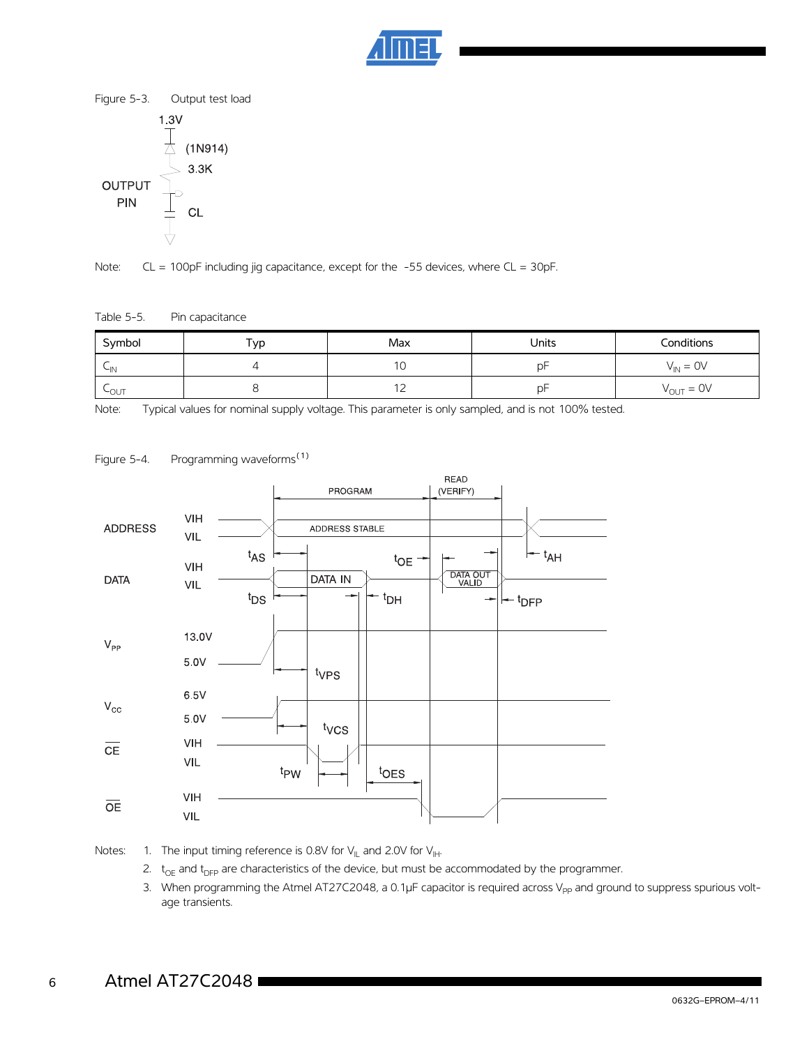Figure 5-3. Output test load

Note: CL = 100pF including jig capacitance, except for the -55 devices, where CL = 30pF.

Table 5-5. Pin capacitance

| Symbol | Typ | Max | Units | Conditions |
|---|---|---|---|---|
| $C_{IN}$ | 4 | 10 | pF | $V_{IN}$ = 0V |
| $C_{OUT}$ | 8 | 12 | pF | $V_{OUT}$ = 0V |

Note: Typical values for nominal supply voltage. This parameter is only sampled, and is not 100% tested.

Figure 5-4. Programming waveforms[1]

Notes: 1. The input timing reference is 0.8V for $V_{IL}$ and 2.0V for $V_{IH}$.

2. $t_{OE}$ and $t_{DFP}$ are characteristics of the device, but must be accommodated by the programmer.

3. When programming the Atmel AT27C2048, a 0.1µF capacitor is required across $V_{PP}$ and ground to suppress spurious voltage transients.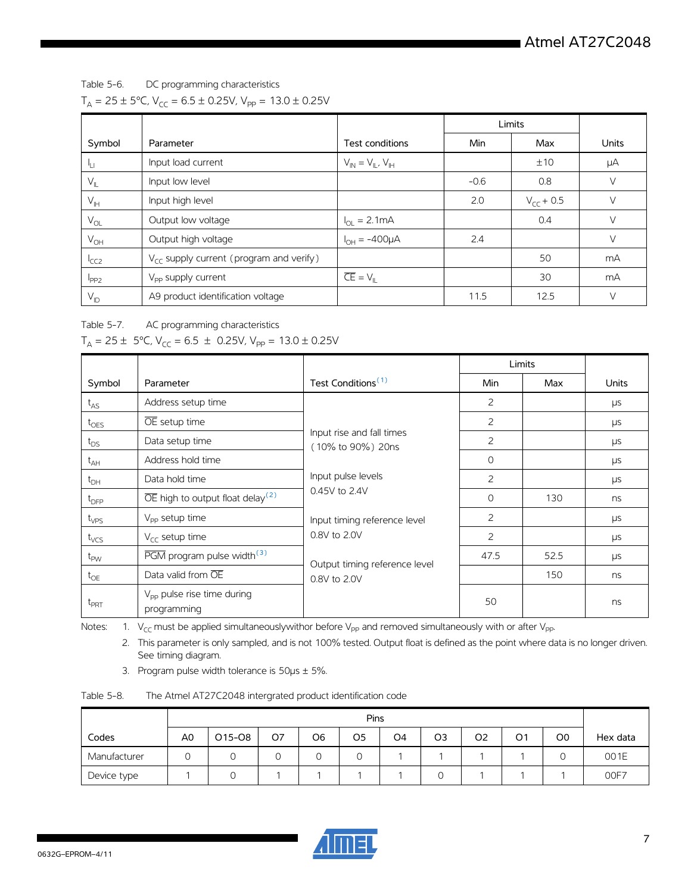Table 5-6. DC programming characteristics

$T_A = 25 \pm 5°C$, $V_{CC} = 6.5 \pm 0.25V$, $V_{PP} = 13.0 \pm 0.25V$

| Symbol | Parameter | Test conditions | Limits | | Units |
|---|---|---|---|---|---|
| | | | Min | Max | |
| $I_{LI}$ | Input load current | $V_{IN} = V_{IL}, V_{IH}$ | | ±10 | µA |
| $V_{IL}$ | Input low level | | -0.6 | 0.8 | V |
| $V_{IH}$ | Input high level | | 2.0 | $V_{CC} + 0.5$ | V |
| $V_{OL}$ | Output low voltage | $I_{OL} = 2.1mA$ | | 0.4 | V |
| $V_{OH}$ | Output high voltage | $I_{OH} = -400µA$ | 2.4 | | V |
| $I_{CC2}$ | $V_{CC}$ supply current (program and verify) | | | 50 | mA |
| $I_{PP2}$ | $V_{PP}$ supply current | $\overline{CE} = V_{IL}$ | | 30 | mA |
| $V_{ID}$ | A9 product identification voltage | | 11.5 | 12.5 | V |

Table 5-7. AC programming characteristics

$T_A = 25 \pm 5°C$, $V_{CC} = 6.5 \pm 0.25V$, $V_{PP} = 13.0 \pm 0.25V$

| Symbol | Parameter | Test Conditions[1] | Limits | | Units |
|---|---|---|---|---|---|
| | | | Min | Max | |
| $t_{AS}$ | Address setup time | Input rise and fall times (10% to 90%) 20ns<br>Input pulse levels 0.45V to 2.4V<br>Input timing reference level 0.8V to 2.0V<br>Output timing reference level 0.8V to 2.0V | 2 | | µs |
| $t_{OES}$ | $\overline{OE}$ setup time | | 2 | | µs |
| $t_{DS}$ | Data setup time | | 2 | | µs |
| $t_{AH}$ | Address hold time | | 0 | | µs |
| $t_{DH}$ | Data hold time | | 2 | | µs |
| $t_{DFP}$ | $\overline{OE}$ high to output float delay[2] | | 0 | 130 | ns |
| $t_{VPS}$ | $V_{PP}$ setup time | | 2 | | µs |
| $t_{VCS}$ | $V_{CC}$ setup time | | 2 | | µs |
| $t_{PW}$ | $\overline{PGM}$ program pulse width[3] | | 47.5 | 52.5 | µs |
| $t_{OE}$ | Data valid from $\overline{OE}$ | | | 150 | ns |
| $t_{PRT}$ | $V_{PP}$ pulse rise time during programming | | 50 | | ns |

Notes:
1. $V_{CC}$ must be applied simultaneouslywithor before $V_{PP}$ and removed simultaneously with or after $V_{PP}$.
2. This parameter is only sampled, and is not 100% tested. Output float is defined as the point where data is no longer driven. See timing diagram.
3. Program pulse width tolerance is 50µs ± 5%.

Table 5-8. The Atmel AT27C2048 intergrated product identification code

| Codes | Pins | | | | | | | | | | Hex data |
|---|---|---|---|---|---|---|---|---|---|---|---|
| | A0 | O15-O8 | O7 | O6 | O5 | O4 | O3 | O2 | O1 | O0 | |
| Manufacturer | 0 | 0 | 0 | 0 | 0 | 1 | 1 | 1 | 1 | 0 | 001E |
| Device type | 1 | 0 | 1 | 1 | 1 | 1 | 0 | 1 | 1 | 1 | 00F7 |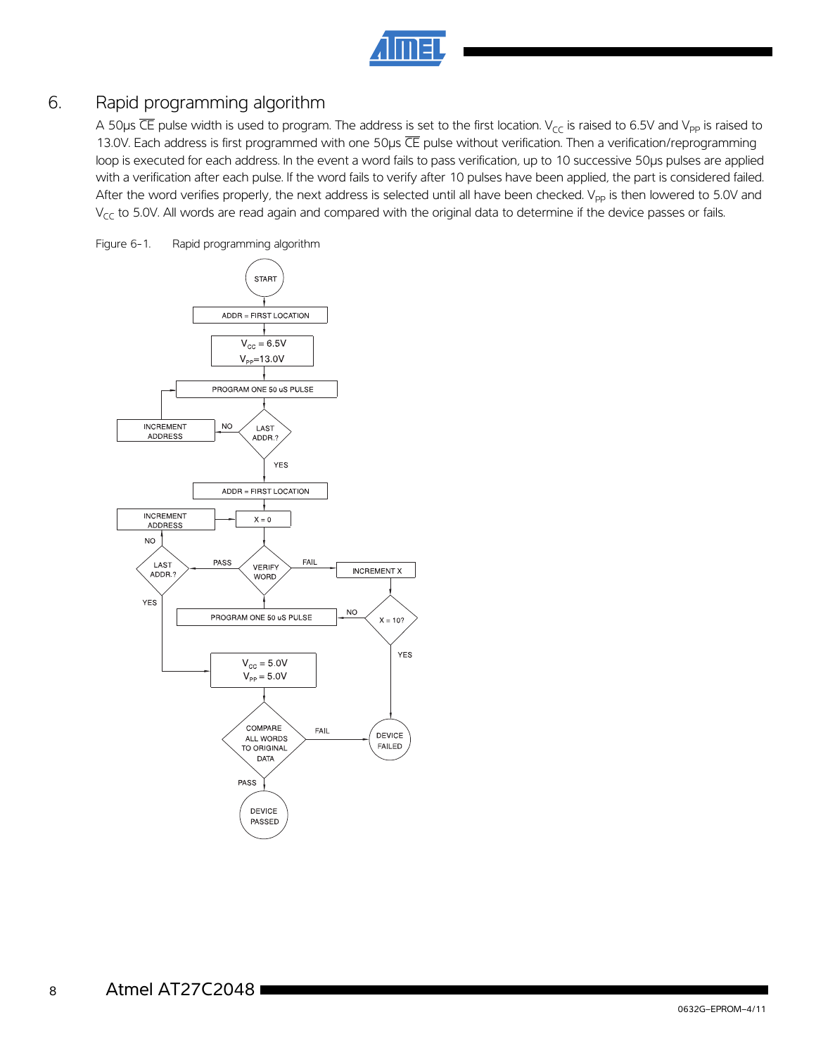## 6. Rapid programming algorithm

A 50µs $\overline{CE}$ pulse width is used to program. The address is set to the first location. $V_{CC}$ is raised to 6.5V and $V_{PP}$ is raised to 13.0V. Each address is first programmed with one 50µs $\overline{CE}$ pulse without verification. Then a verification/reprogramming loop is executed for each address. In the event a word fails to pass verification, up to 10 successive 50µs pulses are applied with a verification after each pulse. If the word fails to verify after 10 pulses have been applied, the part is considered failed. After the word verifies properly, the next address is selected until all have been checked. $V_{PP}$ is then lowered to 5.0V and $V_{CC}$ to 5.0V. All words are read again and compared with the original data to determine if the device passes or fails.

Figure 6-1. Rapid programming algorithm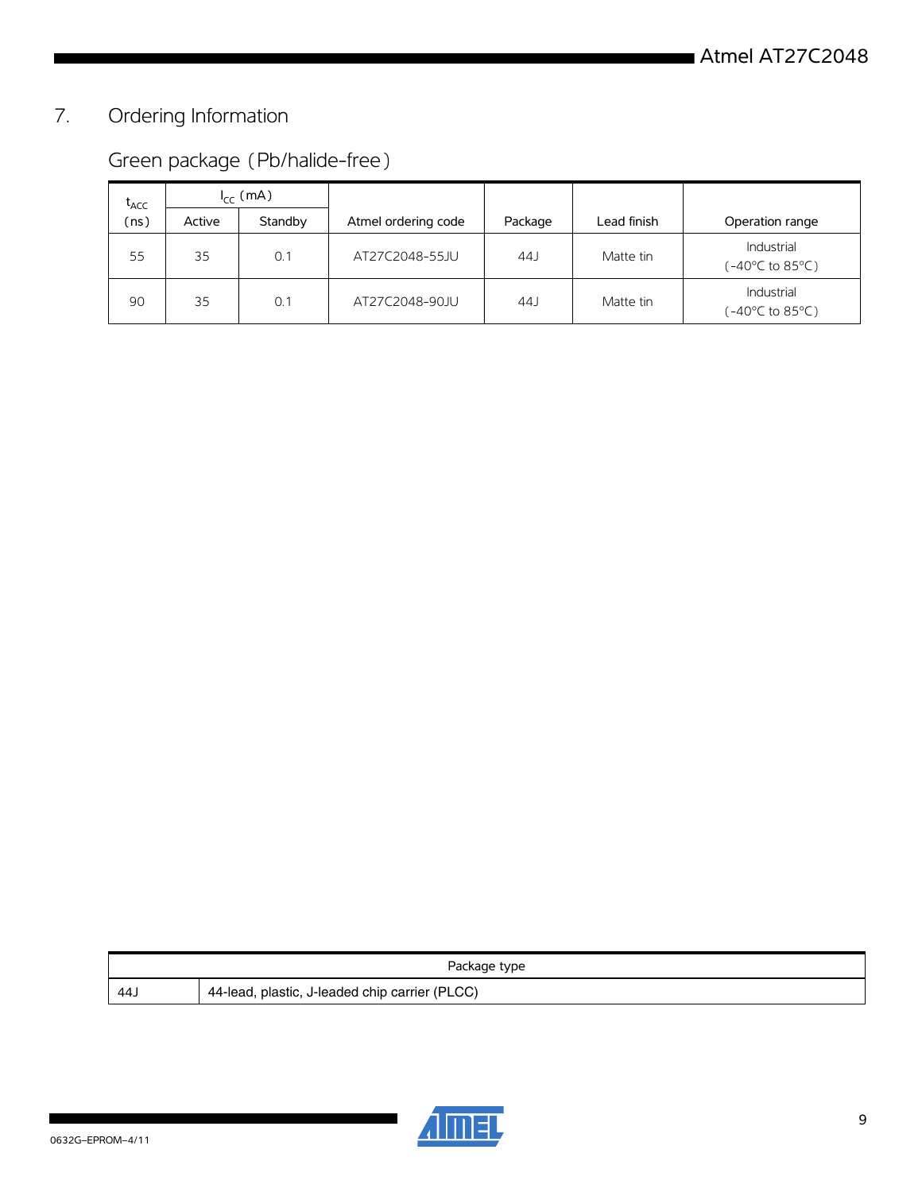## 7. Ordering Information

### Green package (Pb/halide-free)

| $t_{ACC}$ (ns) | $I_{CC}$ (mA) | | Atmel ordering code | Package | Lead finish | Operation range |
|---|---|---|---|---|---|---|
| | Active | Standby | | | | |
| 55 | 35 | 0.1 | AT27C2048-55JU | 44J | Matte tin | Industrial (-40°C to 85°C) |
| 90 | 35 | 0.1 | AT27C2048-90JU | 44J | Matte tin | Industrial (-40°C to 85°C) |

| Package type | |
|---|---|
| 44J | 44-lead, plastic, J-leaded chip carrier (PLCC) |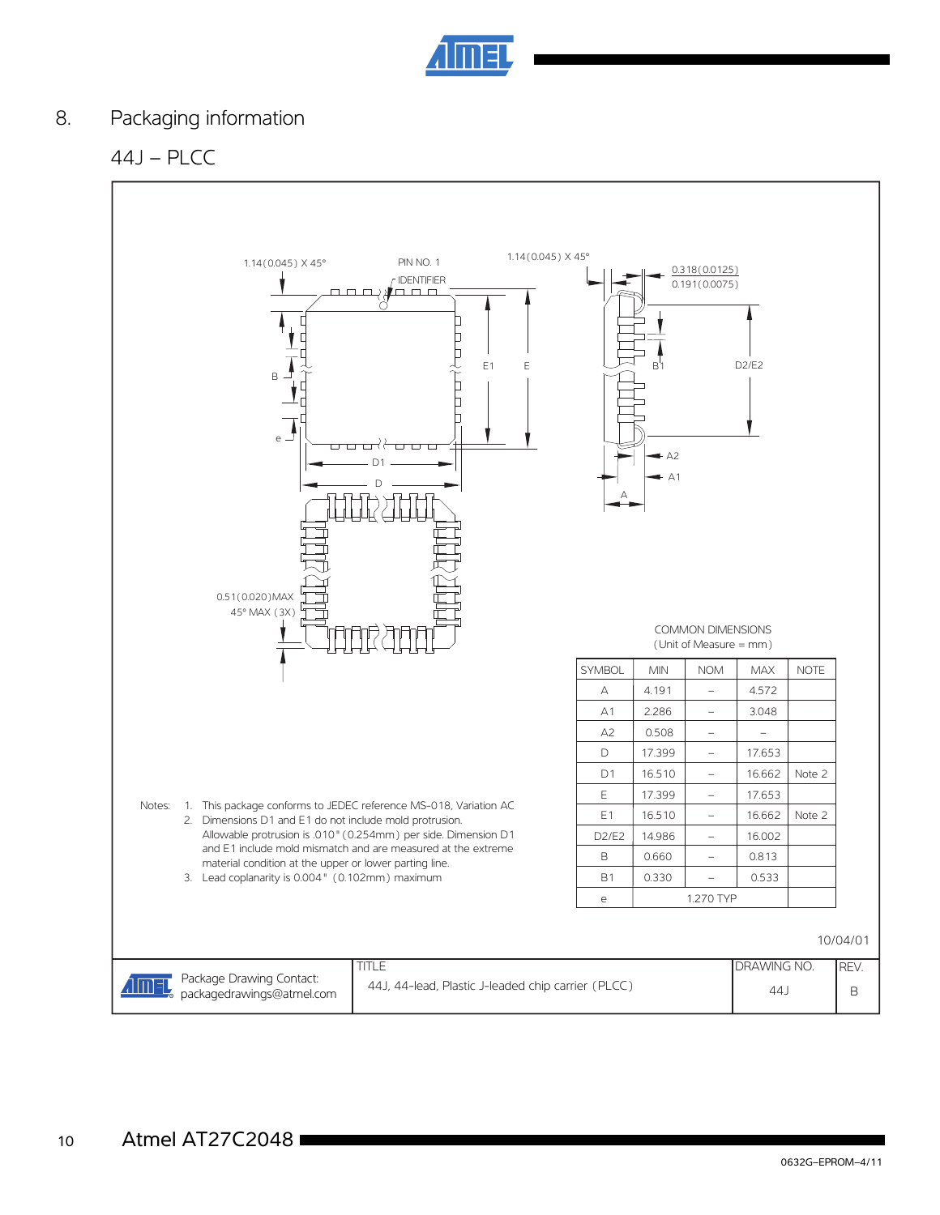# 8. Packaging information

## 44J – PLCC

1.14(0.045) X 45°

PIN NO. 1 IDENTIFIER

1.14(0.045) X 45°

0.318(0.0125)
0.191(0.0075)

0.51(0.020)MAX
45° MAX (3X)

COMMON DIMENSIONS
(Unit of Measure = mm)

| SYMBOL | MIN | NOM | MAX | NOTE |
|---|---|---|---|---|
| A | 4.191 | – | 4.572 | |
| A1 | 2.286 | – | 3.048 | |
| A2 | 0.508 | – | – | |
| D | 17.399 | – | 17.653 | |
| D1 | 16.510 | – | 16.662 | Note 2 |
| E | 17.399 | – | 17.653 | |
| E1 | 16.510 | – | 16.662 | Note 2 |
| D2/E2 | 14.986 | – | 16.002 | |
| B | 0.660 | – | 0.813 | |
| B1 | 0.330 | – | 0.533 | |
| e | | 1.270 TYP | | |

Notes:
1. This package conforms to JEDEC reference MS-018, Variation AC
2. Dimensions D1 and E1 do not include mold protrusion. Allowable protrusion is .010" (0.254mm) per side. Dimension D1 and E1 include mold mismatch and are measured at the extreme material condition at the upper or lower parting line.
3. Lead coplanarity is 0.004" (0.102mm) maximum

10/04/01

| Package Drawing Contact: packagedrawings@atmel.com | TITLE: 44J, 44-lead, Plastic J-leaded chip carrier (PLCC) | DRAWING NO.: 44J | REV.: B |
|---|---|---|---|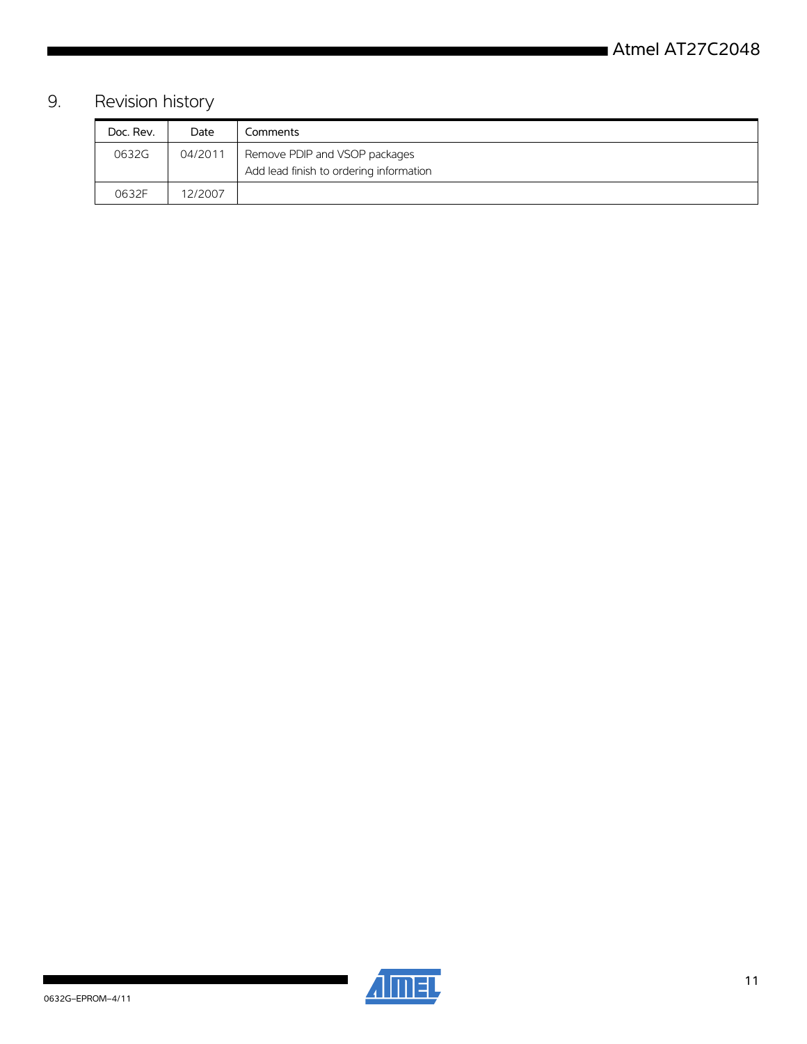## 9. Revision history

| Doc. Rev. | Date | Comments |
|---|---|---|
| 0632G | 04/2011 | Remove PDIP and VSOP packages<br>Add lead finish to ordering information |
| 0632F | 12/2007 | |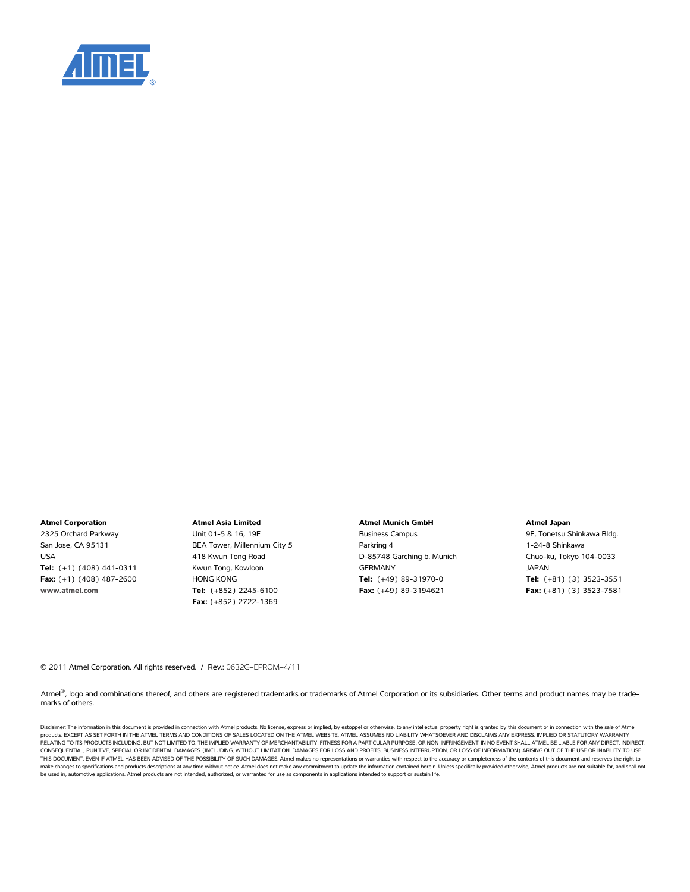**Atmel Corporation**
2325 Orchard Parkway
San Jose, CA 95131
USA
**Tel:** (+1) (408) 441-0311
**Fax:** (+1) (408) 487-2600
**www.atmel.com**

**Atmel Asia Limited**
Unit 01-5 & 16, 19F
BEA Tower, Millennium City 5
418 Kwun Tong Road
Kwun Tong, Kowloon
HONG KONG
**Tel:** (+852) 2245-6100
**Fax:** (+852) 2722-1369

**Atmel Munich GmbH**
Business Campus
Parkring 4
D-85748 Garching b. Munich
GERMANY
**Tel:** (+49) 89-31970-0
**Fax:** (+49) 89-3194621

**Atmel Japan**
9F, Tonetsu Shinkawa Bldg.
1-24-8 Shinkawa
Chuo-ku, Tokyo 104-0033
JAPAN
**Tel:** (+81) (3) 3523-3551
**Fax:** (+81) (3) 3523-7581

© 2011 Atmel Corporation. All rights reserved. / Rev.: 0632G–EPROM–4/11

Atmel®, logo and combinations thereof, and others are registered trademarks or trademarks of Atmel Corporation or its subsidiaries. Other terms and product names may be trademarks of others.

Disclaimer: The information in this document is provided in connection with Atmel products. No license, express or implied, by estoppel or otherwise, to any intellectual property right is granted by this document or in connection with the sale of Atmel products. EXCEPT AS SET FORTH IN THE ATMEL TERMS AND CONDITIONS OF SALES LOCATED ON THE ATMEL WEBSITE, ATMEL ASSUMES NO LIABILITY WHATSOEVER AND DISCLAIMS ANY EXPRESS, IMPLIED OR STATUTORY WARRANTY RELATING TO ITS PRODUCTS INCLUDING, BUT NOT LIMITED TO, THE IMPLIED WARRANTY OF MERCHANTABILITY, FITNESS FOR A PARTICULAR PURPOSE, OR NON-INFRINGEMENT. IN NO EVENT SHALL ATMEL BE LIABLE FOR ANY DIRECT, INDIRECT, CONSEQUENTIAL, PUNITIVE, SPECIAL OR INCIDENTAL DAMAGES (INCLUDING, WITHOUT LIMITATION, DAMAGES FOR LOSS AND PROFITS, BUSINESS INTERRUPTION, OR LOSS OF INFORMATION) ARISING OUT OF THE USE OR INABILITY TO USE THIS DOCUMENT, EVEN IF ATMEL HAS BEEN ADVISED OF THE POSSIBILITY OF SUCH DAMAGES. Atmel makes no representations or warranties with respect to the accuracy or completeness of the contents of this document and reserves the right to make changes to specifications and products descriptions at any time without notice. Atmel does not make any commitment to update the information contained herein. Unless specifically provided otherwise, Atmel products are not suitable for, and shall not be used in, automotive applications. Atmel products are not intended, authorized, or warranted for use as components in applications intended to support or sustain life.